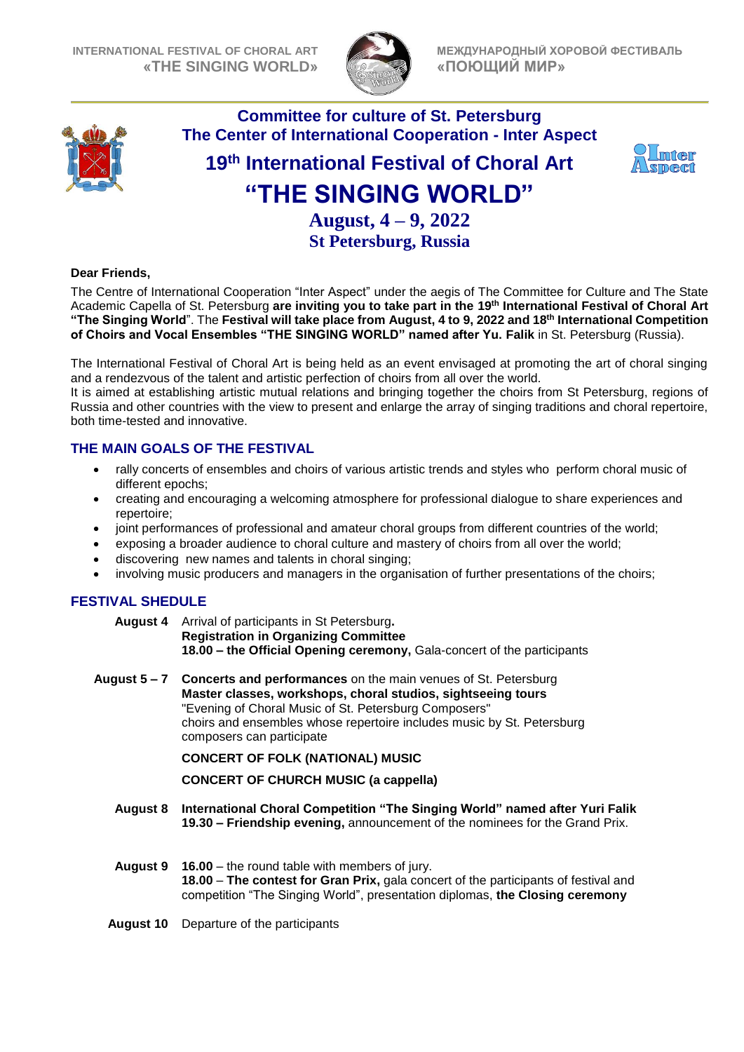INTERNATIONAL FESTIVAL OF CHORAL ART
**«THE SINGING WORLD»**

МЕЖДУНАРОДНЫЙ ХОРОВОЙ ФЕСТИВАЛЬ
**«ПОЮЩИЙ МИР»**

**Committee for culture of St. Petersburg**
**The Center of International Cooperation - Inter Aspect**

# 19th International Festival of Choral Art
# “THE SINGING WORLD”

**August, 4 – 9, 2022**
**St Petersburg, Russia**

**Dear Friends,**

The Centre of International Cooperation “Inter Aspect” under the aegis of The Committee for Culture and The State Academic Capella of St. Petersburg **are inviting you to take part in the 19th International Festival of Choral Art “The Singing World**”. The **Festival will take place from August, 4 to 9, 2022 and 18th International Competition of Choirs and Vocal Ensembles “THE SINGING WORLD” named after Yu. Falik** in St. Petersburg (Russia).

The International Festival of Choral Art is being held as an event envisaged at promoting the art of choral singing and a rendezvous of the talent and artistic perfection of choirs from all over the world.
It is aimed at establishing artistic mutual relations and bringing together the choirs from St Petersburg, regions of Russia and other countries with the view to present and enlarge the array of singing traditions and choral repertoire, both time-tested and innovative.

## THE MAIN GOALS OF THE FESTIVAL

- rally concerts of ensembles and choirs of various artistic trends and styles who perform choral music of different epochs;
- creating and encouraging a welcoming atmosphere for professional dialogue to share experiences and repertoire;
- joint performances of professional and amateur choral groups from different countries of the world;
- exposing a broader audience to choral culture and mastery of choirs from all over the world;
- discovering new names and talents in choral singing;
- involving music producers and managers in the organisation of further presentations of the choirs;

## FESTIVAL SHEDULE

**August 4** Arrival of participants in St Petersburg**.**
**Registration in Organizing Committee**
**18.00 – the Official Opening ceremony,** Gala-concert of the participants

**August 5 – 7** **Concerts and performances** on the main venues of St. Petersburg
**Master classes, workshops, choral studios, sightseeing tours**
"Evening of Choral Music of St. Petersburg Composers"
choirs and ensembles whose repertoire includes music by St. Petersburg composers can participate

**CONCERT OF FOLK (NATIONAL) MUSIC**

**CONCERT OF CHURCH MUSIC (a cappella)**

**August 8** **International Choral Competition “The Singing World” named after Yuri Falik**
**19.30 – Friendship evening,** announcement of the nominees for the Grand Prix.

**August 9** **16.00** – the round table with members of jury.
**18.00** – **The contest for Gran Prix,** gala concert of the participants of festival and competition “The Singing World”, presentation diplomas, **the Closing ceremony**

**August 10** Departure of the participants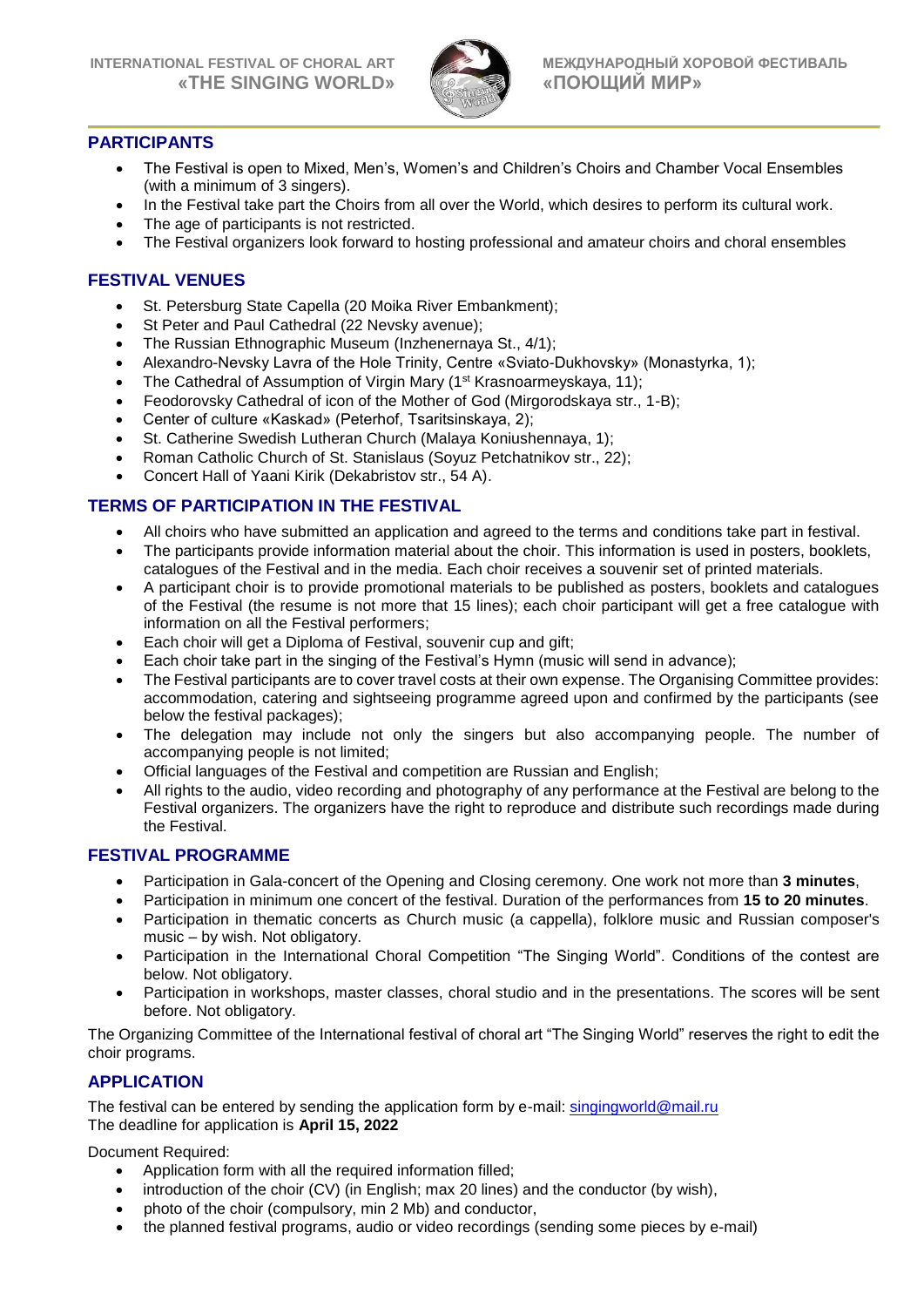## PARTICIPANTS

- The Festival is open to Mixed, Men's, Women's and Children's Choirs and Chamber Vocal Ensembles (with a minimum of 3 singers).
- In the Festival take part the Choirs from all over the World, which desires to perform its cultural work.
- The age of participants is not restricted.
- The Festival organizers look forward to hosting professional and amateur choirs and choral ensembles

## FESTIVAL VENUES

- St. Petersburg State Capella (20 Moika River Embankment);
- St Peter and Paul Cathedral (22 Nevsky avenue);
- The Russian Ethnographic Museum (Inzhenernaya St., 4/1);
- Alexandro-Nevsky Lavra of the Hole Trinity, Centre «Sviato-Dukhovsky» (Monastyrka, 1);
- The Cathedral of Assumption of Virgin Mary (1st Krasnoarmeyskaya, 11);
- Feodorovsky Cathedral of icon of the Mother of God (Mirgorodskaya str., 1-B);
- Center of culture «Kaskad» (Peterhof, Tsaritsinskaya, 2);
- St. Catherine Swedish Lutheran Church (Malaya Koniushennaya, 1);
- Roman Catholic Church of St. Stanislaus (Soyuz Petchatnikov str., 22);
- Concert Hall of Yaani Kirik (Dekabristov str., 54 A).

## TERMS OF PARTICIPATION IN THE FESTIVAL

- All choirs who have submitted an application and agreed to the terms and conditions take part in festival.
- The participants provide information material about the choir. This information is used in posters, booklets, catalogues of the Festival and in the media. Each choir receives a souvenir set of printed materials.
- A participant choir is to provide promotional materials to be published as posters, booklets and catalogues of the Festival (the resume is not more that 15 lines); each choir participant will get a free catalogue with information on all the Festival performers;
- Each choir will get a Diploma of Festival, souvenir cup and gift;
- Each choir take part in the singing of the Festival's Hymn (music will send in advance);
- The Festival participants are to cover travel costs at their own expense. The Organising Committee provides: accommodation, catering and sightseeing programme agreed upon and confirmed by the participants (see below the festival packages);
- The delegation may include not only the singers but also accompanying people. The number of accompanying people is not limited;
- Official languages of the Festival and competition are Russian and English;
- All rights to the audio, video recording and photography of any performance at the Festival are belong to the Festival organizers. The organizers have the right to reproduce and distribute such recordings made during the Festival.

## FESTIVAL PROGRAMME

- Participation in Gala-concert of the Opening and Closing ceremony. One work not more than **3 minutes**,
- Participation in minimum one concert of the festival. Duration of the performances from **15 to 20 minutes**.
- Participation in thematic concerts as Church music (a cappella), folklore music and Russian composer's music – by wish. Not obligatory.
- Participation in the International Choral Competition "The Singing World". Conditions of the contest are below. Not obligatory.
- Participation in workshops, master classes, choral studio and in the presentations. The scores will be sent before. Not obligatory.

The Organizing Committee of the International festival of choral art "The Singing World" reserves the right to edit the choir programs.

## APPLICATION

The festival can be entered by sending the application form by e-mail: singingworld@mail.ru
The deadline for application is **April 15, 2022**

Document Required:

- Application form with all the required information filled;
- introduction of the choir (CV) (in English; max 20 lines) and the conductor (by wish),
- photo of the choir (compulsory, min 2 Mb) and conductor,
- the planned festival programs, audio or video recordings (sending some pieces by e-mail)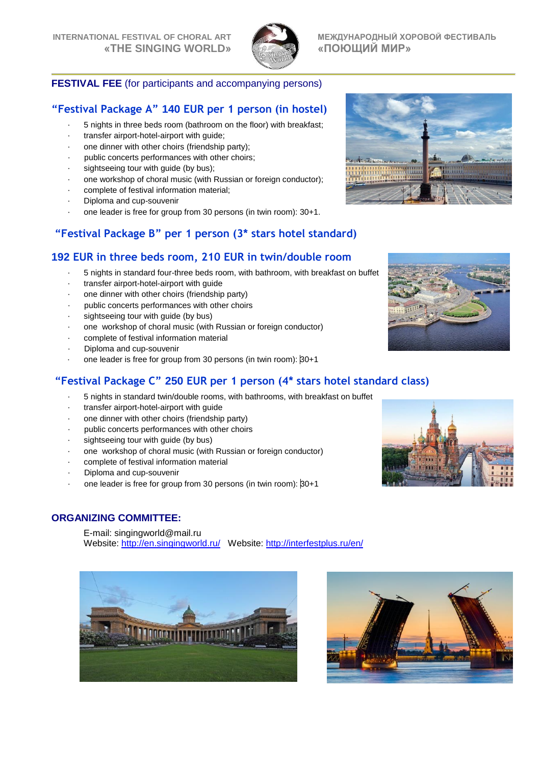**FESTIVAL FEE** (for participants and accompanying persons)

## "Festival Package A" 140 EUR per 1 person (in hostel)

- 5 nights in three beds room (bathroom on the floor) with breakfast;
- transfer airport-hotel-airport with guide;
- one dinner with other choirs (friendship party);
- public concerts performances with other choirs;
- sightseeing tour with guide (by bus);
- one workshop of choral music (with Russian or foreign conductor);
- complete of festival information material;
- Diploma and cup-souvenir
- one leader is free for group from 30 persons (in twin room): 30+1.

## "Festival Package B" per 1 person (3* stars hotel standard)

## 192 EUR in three beds room, 210 EUR in twin/double room

- 5 nights in standard four-three beds room, with bathroom, with breakfast on buffet
- transfer airport-hotel-airport with guide
- one dinner with other choirs (friendship party)
- public concerts performances with other choirs
- sightseeing tour with guide (by bus)
- one workshop of choral music (with Russian or foreign conductor)
- complete of festival information material
- Diploma and cup-souvenir
- one leader is free for group from 30 persons (in twin room): 30+1

## "Festival Package C" 250 EUR per 1 person (4* stars hotel standard class)

- 5 nights in standard twin/double rooms, with bathrooms, with breakfast on buffet
- transfer airport-hotel-airport with guide
- one dinner with other choirs (friendship party)
- public concerts performances with other choirs
- sightseeing tour with guide (by bus)
- one workshop of choral music (with Russian or foreign conductor)
- complete of festival information material
- Diploma and cup-souvenir
- one leader is free for group from 30 persons (in twin room): 30+1

### ORGANIZING COMMITTEE:

E-mail: singingworld@mail.ru
Website: http://en.singingworld.ru/ Website: http://interfestplus.ru/en/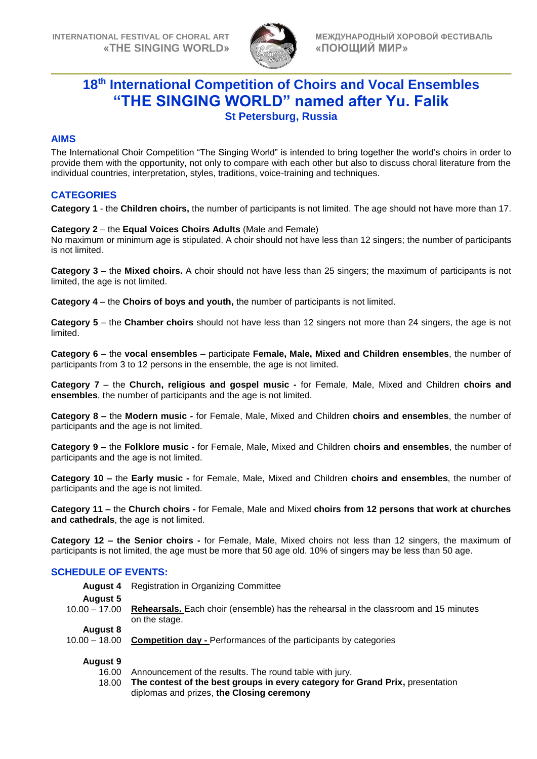# 18th International Competition of Choirs and Vocal Ensembles "THE SINGING WORLD" named after Yu. Falik

### St Petersburg, Russia

## AIMS

The International Choir Competition "The Singing World" is intended to bring together the world's choirs in order to provide them with the opportunity, not only to compare with each other but also to discuss choral literature from the individual countries, interpretation, styles, traditions, voice-training and techniques.

## CATEGORIES

**Category 1** - the **Children choirs,** the number of participants is not limited. The age should not have more than 17.

**Category 2** – the **Equal Voices Choirs Adults** (Male and Female)
No maximum or minimum age is stipulated. A choir should not have less than 12 singers; the number of participants is not limited.

**Category 3** – the **Mixed choirs.** A choir should not have less than 25 singers; the maximum of participants is not limited, the age is not limited.

**Category 4** – the **Choirs of boys and youth,** the number of participants is not limited.

**Category 5** – the **Chamber choirs** should not have less than 12 singers not more than 24 singers, the age is not limited.

**Category 6** – the **vocal ensembles** – participate **Female, Male, Mixed and Children ensembles**, the number of participants from 3 to 12 persons in the ensemble, the age is not limited.

**Category 7** – the **Church, religious and gospel music -** for Female, Male, Mixed and Children **choirs and ensembles**, the number of participants and the age is not limited.

**Category 8 –** the **Modern music -** for Female, Male, Mixed and Children **choirs and ensembles**, the number of participants and the age is not limited.

**Category 9 –** the **Folklore music -** for Female, Male, Mixed and Children **choirs and ensembles**, the number of participants and the age is not limited.

**Category 10 –** the **Early music -** for Female, Male, Mixed and Children **choirs and ensembles**, the number of participants and the age is not limited.

**Category 11 –** the **Church choirs -** for Female, Male and Mixed **choirs from 12 persons that work at churches and cathedrals**, the age is not limited.

**Category 12 – the Senior choirs -** for Female, Male, Mixed choirs not less than 12 singers, the maximum of participants is not limited, the age must be more that 50 age old. 10% of singers may be less than 50 age.

## SCHEDULE OF EVENTS:

**August 4** Registration in Organizing Committee

**August 5**
10.00 – 17.00 **Rehearsals.** Each choir (ensemble) has the rehearsal in the classroom and 15 minutes on the stage.

**August 8**
10.00 – 18.00 **Competition day -** Performances of the participants by categories

**August 9**
16.00 Announcement of the results. The round table with jury.
18.00 **The contest of the best groups in every category for Grand Prix,** presentation diplomas and prizes, **the Closing ceremony**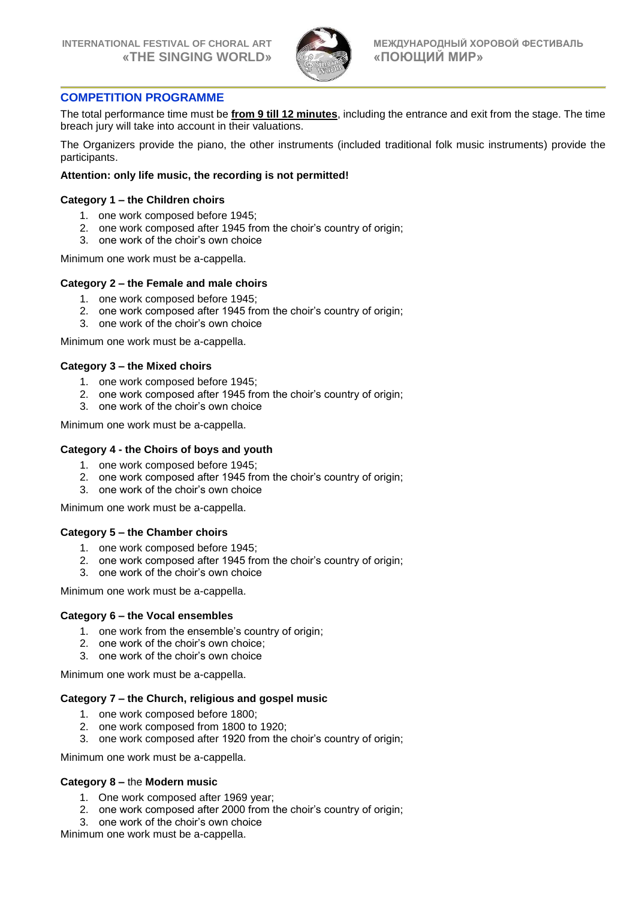## COMPETITION PROGRAMME

The total performance time must be **from 9 till 12 minutes**, including the entrance and exit from the stage. The time breach jury will take into account in their valuations.

The Organizers provide the piano, the other instruments (included traditional folk music instruments) provide the participants.

**Attention: only life music, the recording is not permitted!**

### Category 1 – the Children choirs

1. one work composed before 1945;
2. one work composed after 1945 from the choir's country of origin;
3. one work of the choir's own choice

Minimum one work must be a-cappella.

### Category 2 – the Female and male choirs

1. one work composed before 1945;
2. one work composed after 1945 from the choir's country of origin;
3. one work of the choir's own choice

Minimum one work must be a-cappella.

### Category 3 – the Mixed choirs

1. one work composed before 1945;
2. one work composed after 1945 from the choir's country of origin;
3. one work of the choir's own choice

Minimum one work must be a-cappella.

### Category 4 - the Choirs of boys and youth

1. one work composed before 1945;
2. one work composed after 1945 from the choir's country of origin;
3. one work of the choir's own choice

Minimum one work must be a-cappella.

### Category 5 – the Chamber choirs

1. one work composed before 1945;
2. one work composed after 1945 from the choir's country of origin;
3. one work of the choir's own choice

Minimum one work must be a-cappella.

### Category 6 – the Vocal ensembles

1. one work from the ensemble's country of origin;
2. one work of the choir's own choice;
3. one work of the choir's own choice

Minimum one work must be a-cappella.

### Category 7 – the Church, religious and gospel music

1. one work composed before 1800;
2. one work composed from 1800 to 1920;
3. one work composed after 1920 from the choir's country of origin;

Minimum one work must be a-cappella.

### Category 8 – the Modern music

1. One work composed after 1969 year;
2. one work composed after 2000 from the choir's country of origin;
3. one work of the choir's own choice

Minimum one work must be a-cappella.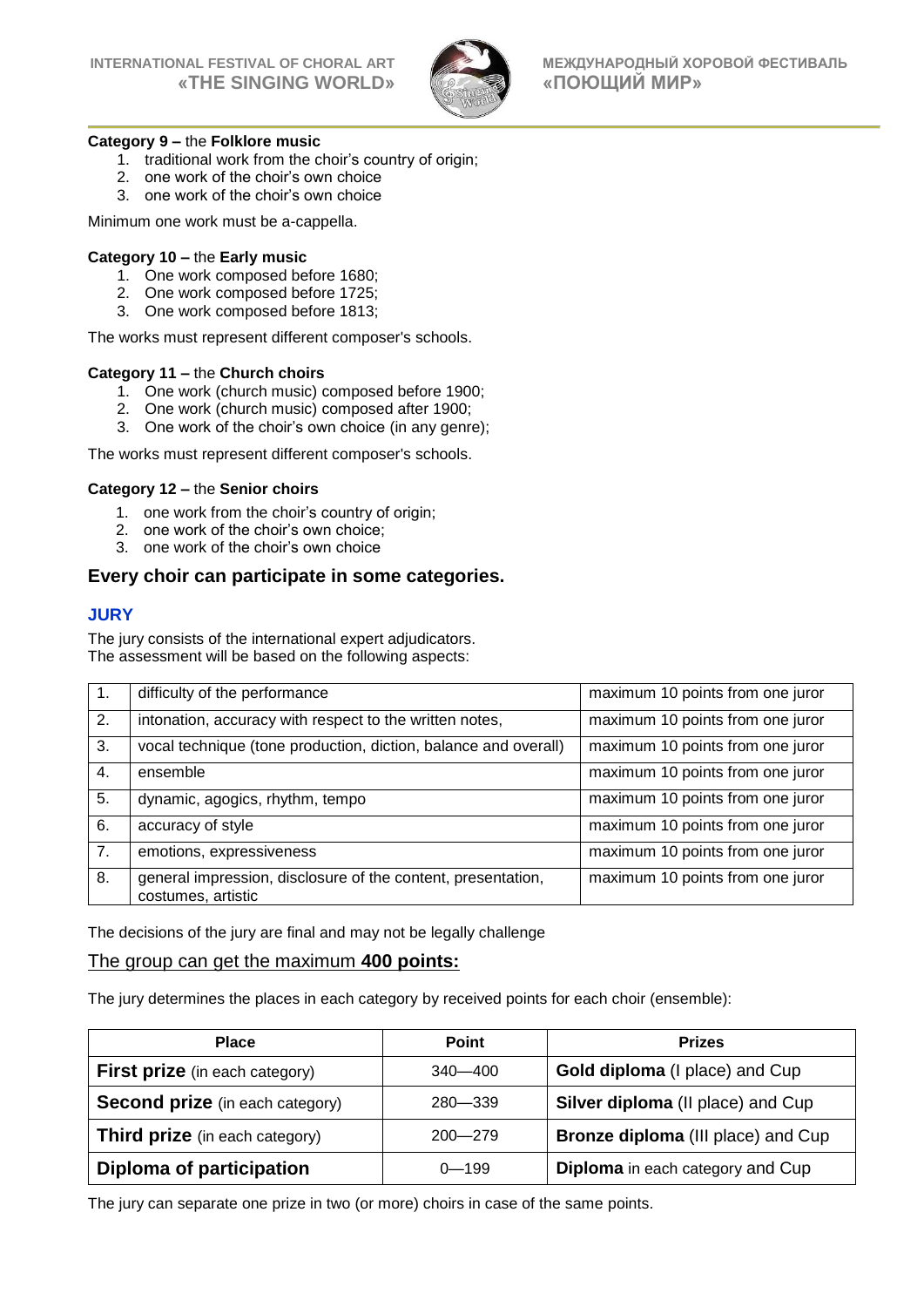**Category 9 –** the **Folklore music**

1. traditional work from the choir's country of origin;
2. one work of the choir's own choice
3. one work of the choir's own choice

Minimum one work must be a-cappella.

**Category 10 –** the **Early music**

1. One work composed before 1680;
2. One work composed before 1725;
3. One work composed before 1813;

The works must represent different composer's schools.

**Category 11 –** the **Church choirs**

1. One work (church music) composed before 1900;
2. One work (church music) composed after 1900;
3. One work of the choir's own choice (in any genre);

The works must represent different composer's schools.

**Category 12 –** the **Senior choirs**

1. one work from the choir's country of origin;
2. one work of the choir's own choice;
3. one work of the choir's own choice

## Every choir can participate in some categories.

### JURY

The jury consists of the international expert adjudicators.
The assessment will be based on the following aspects:

| | | |
|---|---|---|
| 1. | difficulty of the performance | maximum 10 points from one juror |
| 2. | intonation, accuracy with respect to the written notes, | maximum 10 points from one juror |
| 3. | vocal technique (tone production, diction, balance and overall) | maximum 10 points from one juror |
| 4. | ensemble | maximum 10 points from one juror |
| 5. | dynamic, agogics, rhythm, tempo | maximum 10 points from one juror |
| 6. | accuracy of style | maximum 10 points from one juror |
| 7. | emotions, expressiveness | maximum 10 points from one juror |
| 8. | general impression, disclosure of the content, presentation, costumes, artistic | maximum 10 points from one juror |

The decisions of the jury are final and may not be legally challenge

The group can get the maximum **400 points:**

The jury determines the places in each category by received points for each choir (ensemble):

| Place | Point | Prizes |
|---|---|---|
| **First prize** (in each category) | 340—400 | **Gold diploma** (I place) and Cup |
| **Second prize** (in each category) | 280—339 | **Silver diploma** (II place) and Cup |
| **Third prize** (in each category) | 200—279 | **Bronze diploma** (III place) and Cup |
| **Diploma of participation** | 0—199 | **Diploma** in each category and Cup |

The jury can separate one prize in two (or more) choirs in case of the same points.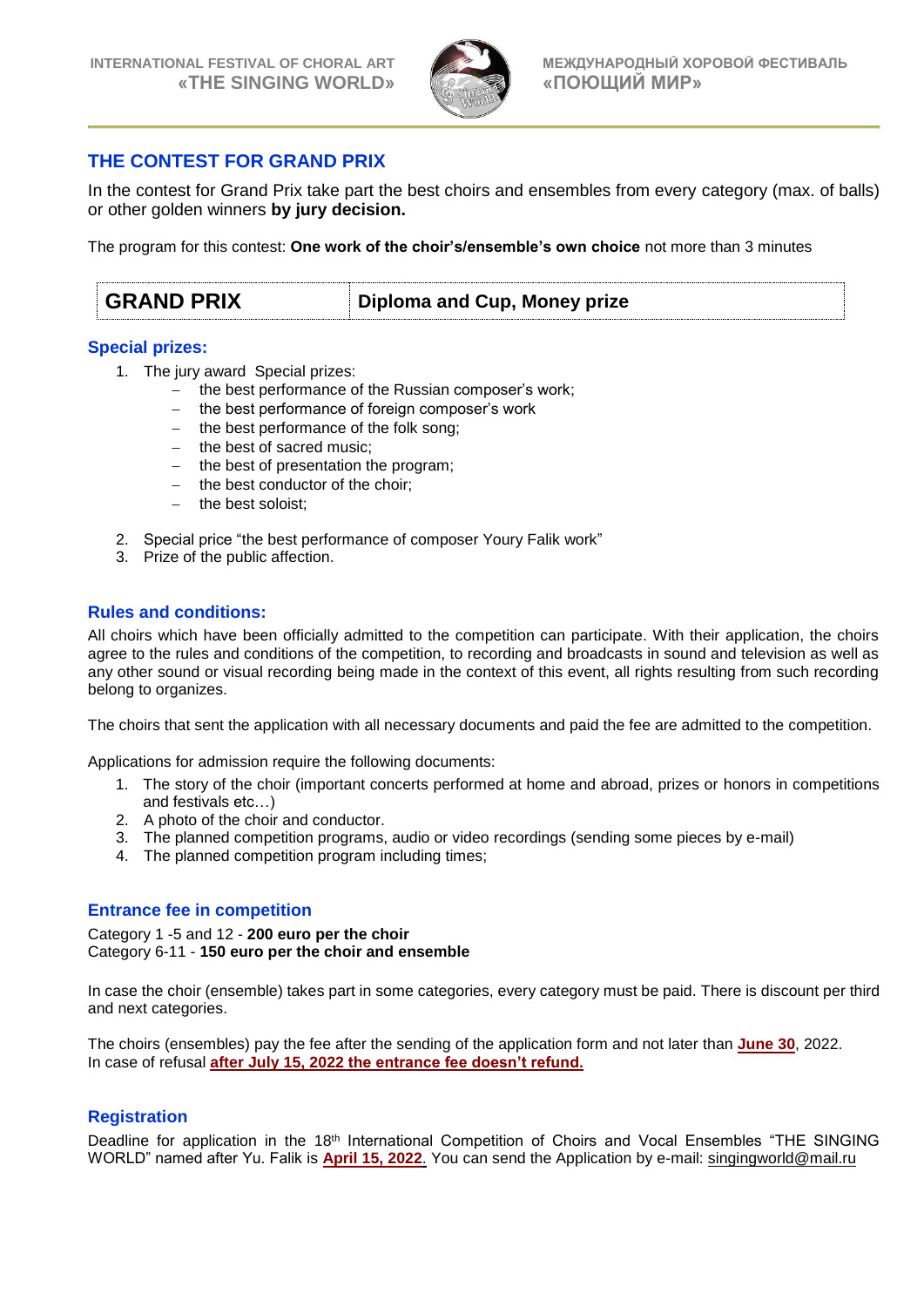## THE CONTEST FOR GRAND PRIX

In the contest for Grand Prix take part the best choirs and ensembles from every category (max. of balls) or other golden winners **by jury decision.**

The program for this contest: **One work of the choir's/ensemble's own choice** not more than 3 minutes

| **GRAND PRIX** | **Diploma and Cup, Money prize** |
|---|---|

### Special prizes:

1. The jury award Special prizes:
   - the best performance of the Russian composer's work;
   - the best performance of foreign composer's work
   - the best performance of the folk song;
   - the best of sacred music;
   - the best of presentation the program;
   - the best conductor of the choir;
   - the best soloist;
2. Special price "the best performance of composer Youry Falik work"
3. Prize of the public affection.

### Rules and conditions:

All choirs which have been officially admitted to the competition can participate. With their application, the choirs agree to the rules and conditions of the competition, to recording and broadcasts in sound and television as well as any other sound or visual recording being made in the context of this event, all rights resulting from such recording belong to organizes.

The choirs that sent the application with all necessary documents and paid the fee are admitted to the competition.

Applications for admission require the following documents:

1. The story of the choir (important concerts performed at home and abroad, prizes or honors in competitions and festivals etc…)
2. A photo of the choir and conductor.
3. The planned competition programs, audio or video recordings (sending some pieces by e-mail)
4. The planned competition program including times;

### Entrance fee in competition

Category 1 -5 and 12 - **200 euro per the choir**
Category 6-11 - **150 euro per the choir and ensemble**

In case the choir (ensemble) takes part in some categories, every category must be paid. There is discount per third and next categories.

The choirs (ensembles) pay the fee after the sending of the application form and not later than **June 30**, 2022.
In case of refusal **after July 15, 2022 the entrance fee doesn't refund.**

### Registration

Deadline for application in the 18th International Competition of Choirs and Vocal Ensembles "THE SINGING WORLD" named after Yu. Falik is **April 15, 2022**. You can send the Application by e-mail: singingworld@mail.ru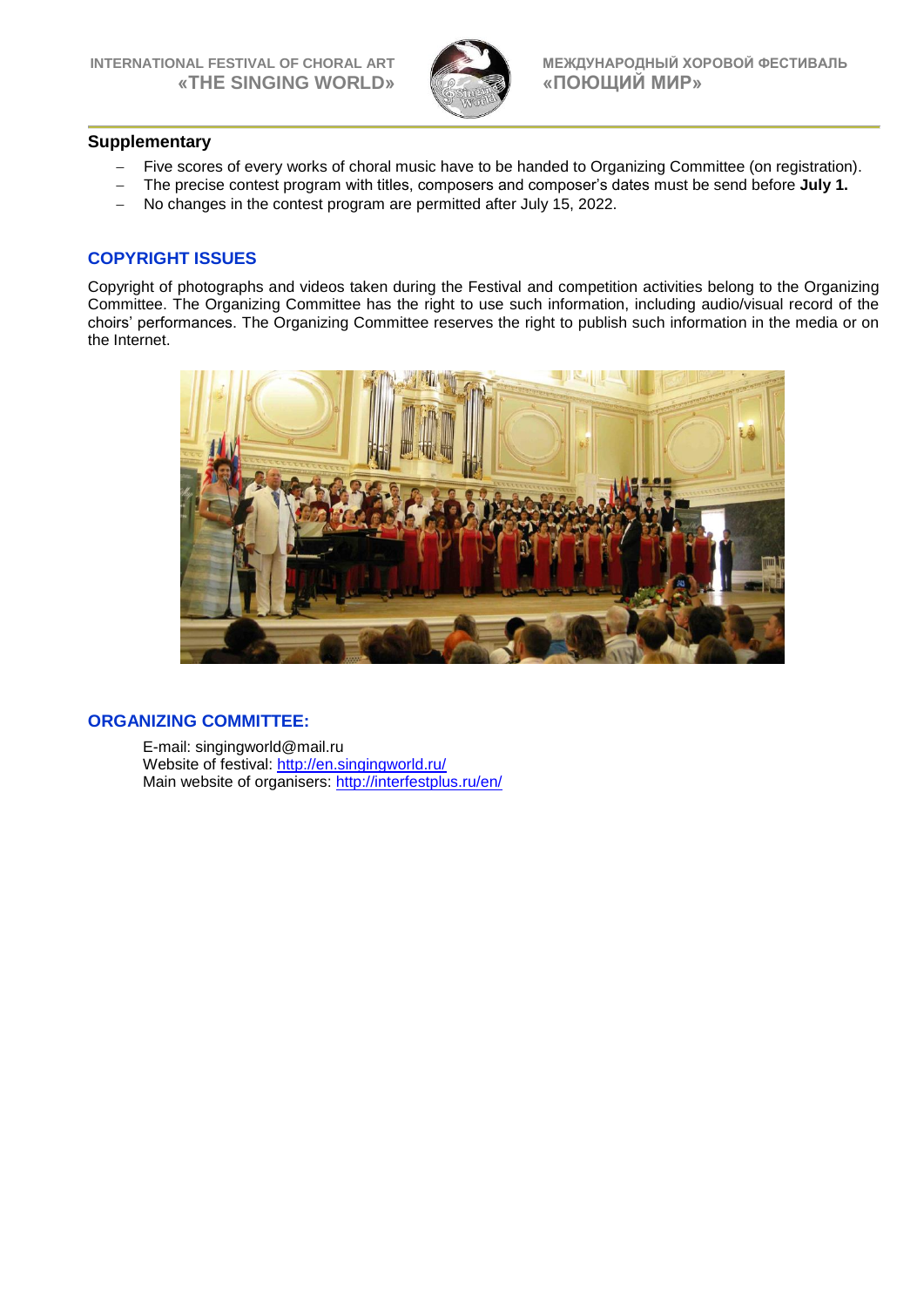**Supplementary**

- Five scores of every works of choral music have to be handed to Organizing Committee (on registration).
- The precise contest program with titles, composers and composer's dates must be send before **July 1.**
- No changes in the contest program are permitted after July 15, 2022.

## COPYRIGHT ISSUES

Copyright of photographs and videos taken during the Festival and competition activities belong to the Organizing Committee. The Organizing Committee has the right to use such information, including audio/visual record of the choirs' performances. The Organizing Committee reserves the right to publish such information in the media or on the Internet.

## ORGANIZING COMMITTEE:

E-mail: singingworld@mail.ru
Website of festival: [http://en.singingworld.ru/](http://en.singingworld.ru/)
Main website of organisers: [http://interfestplus.ru/en/](http://interfestplus.ru/en/)